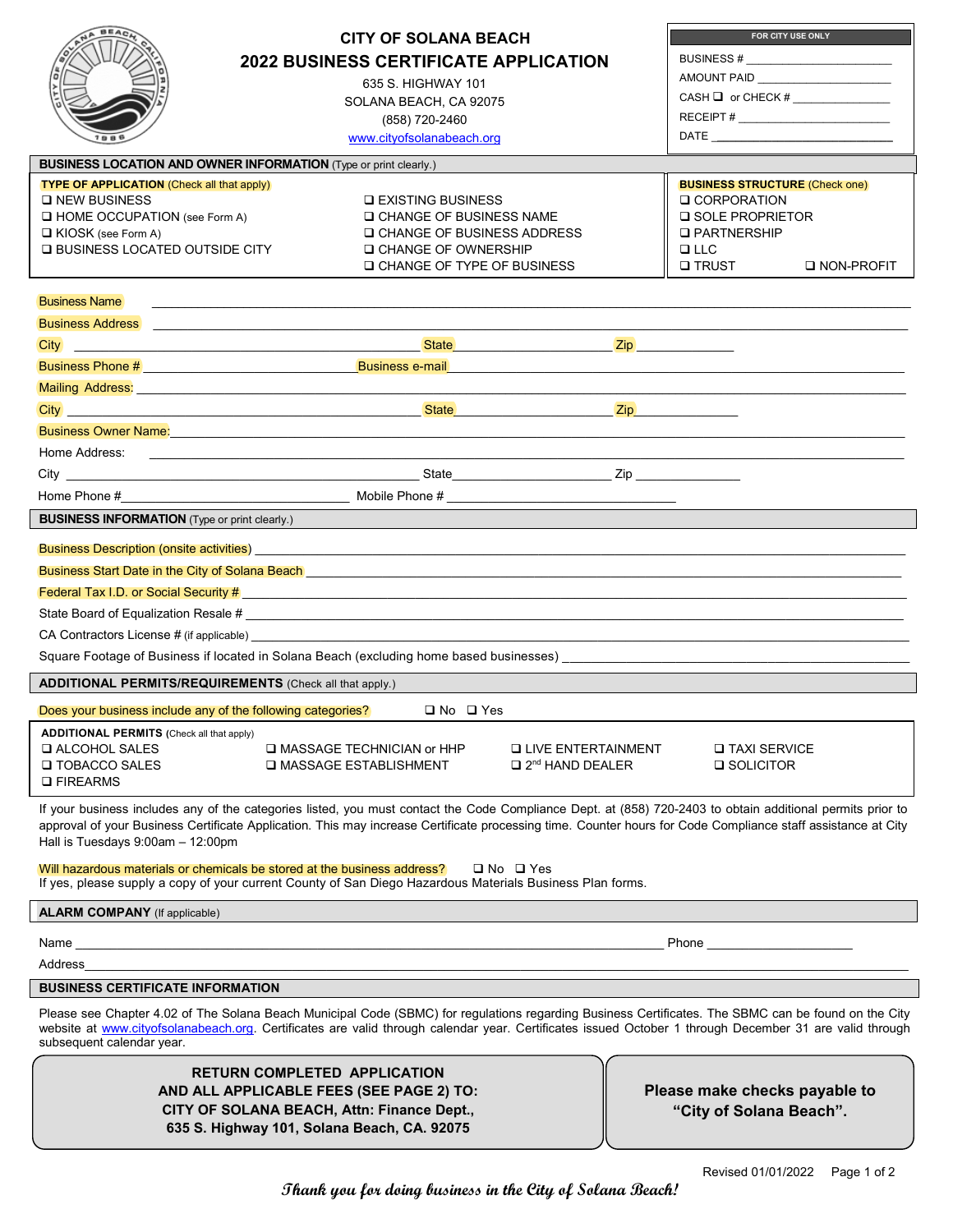# CITY OF SOLANA BEACH
## 2022 BUSINESS CERTIFICATE APPLICATION

635 S. HIGHWAY 101
SOLANA BEACH, CA 92075
(858) 720-2460
www.cityofsolanabeach.org

**FOR CITY USE ONLY**

BUSINESS # ____________________
AMOUNT PAID ____________________
CASH ❑ or CHECK # ______________
RECEIPT # ____________________
DATE ____________________

**BUSINESS LOCATION AND OWNER INFORMATION** (Type or print clearly.)

**TYPE OF APPLICATION** (Check all that apply)

❑ NEW BUSINESS
❑ HOME OCCUPATION (see Form A)
❑ KIOSK (see Form A)
❑ BUSINESS LOCATED OUTSIDE CITY
❑ EXISTING BUSINESS
❑ CHANGE OF BUSINESS NAME
❑ CHANGE OF BUSINESS ADDRESS
❑ CHANGE OF OWNERSHIP
❑ CHANGE OF TYPE OF BUSINESS

**BUSINESS STRUCTURE** (Check one)

❑ CORPORATION
❑ SOLE PROPRIETOR
❑ PARTNERSHIP
❑ LLC
❑ TRUST ❑ NON-PROFIT

Business Name ____________________

Business Address ____________________

City ____________________ State ____________ Zip ____________

Business Phone # ____________________ Business e-mail ____________________

Mailing Address: ____________________

City ____________________ State ____________ Zip ____________

Business Owner Name: ____________________

Home Address: ____________________

City ____________________ State ____________ Zip ____________

Home Phone # ____________________ Mobile Phone # ____________________

**BUSINESS INFORMATION** (Type or print clearly.)

Business Description (onsite activities) ____________________

Business Start Date in the City of Solana Beach ____________________

Federal Tax I.D. or Social Security # ____________________

State Board of Equalization Resale # ____________________

CA Contractors License # (if applicable) ____________________

Square Footage of Business if located in Solana Beach (excluding home based businesses) ____________________

**ADDITIONAL PERMITS/REQUIREMENTS** (Check all that apply.)

Does your business include any of the following categories? ❑ No ❑ Yes

**ADDITIONAL PERMITS** (Check all that apply)

❑ ALCOHOL SALES
❑ TOBACCO SALES
❑ FIREARMS
❑ MASSAGE TECHNICIAN or HHP
❑ MASSAGE ESTABLISHMENT
❑ LIVE ENTERTAINMENT
❑ 2nd HAND DEALER
❑ TAXI SERVICE
❑ SOLICITOR

If your business includes any of the categories listed, you must contact the Code Compliance Dept. at (858) 720-2403 to obtain additional permits prior to approval of your Business Certificate Application. This may increase Certificate processing time. Counter hours for Code Compliance staff assistance at City Hall is Tuesdays 9:00am – 12:00pm

Will hazardous materials or chemicals be stored at the business address? ❑ No ❑ Yes
If yes, please supply a copy of your current County of San Diego Hazardous Materials Business Plan forms.

**ALARM COMPANY** (If applicable)

Name ____________________ Phone ____________________

Address ____________________

**BUSINESS CERTIFICATE INFORMATION**

Please see Chapter 4.02 of The Solana Beach Municipal Code (SBMC) for regulations regarding Business Certificates. The SBMC can be found on the City website at www.cityofsolanabeach.org. Certificates are valid through calendar year. Certificates issued October 1 through December 31 are valid through subsequent calendar year.

**RETURN COMPLETED APPLICATION AND ALL APPLICABLE FEES (SEE PAGE 2) TO: CITY OF SOLANA BEACH, Attn: Finance Dept., 635 S. Highway 101, Solana Beach, CA. 92075**

**Please make checks payable to "City of Solana Beach".**

Revised 01/01/2022

*Thank you for doing business in the City of Solana Beach!*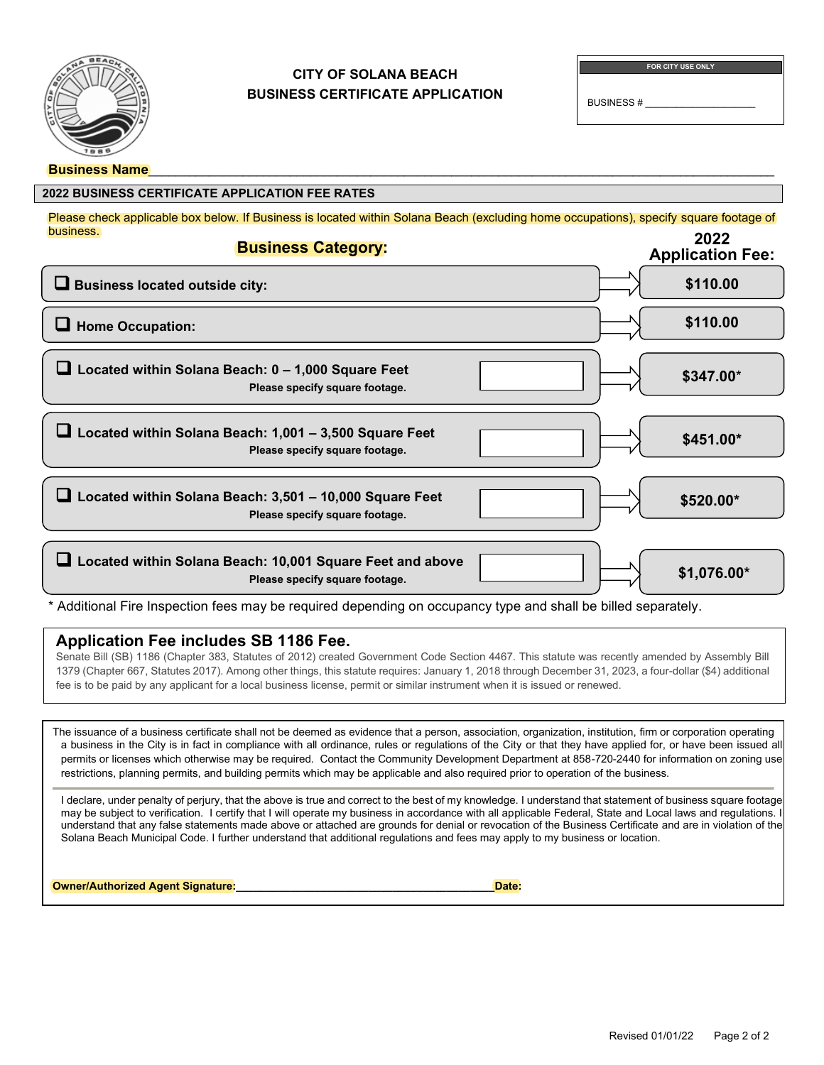# CITY OF SOLANA BEACH
## BUSINESS CERTIFICATE APPLICATION

**FOR CITY USE ONLY**

BUSINESS # ____________________

**Business Name** ____________________________________________________________________________________

**2022 BUSINESS CERTIFICATE APPLICATION FEE RATES**

Please check applicable box below. If Business is located within Solana Beach (excluding home occupations), specify square footage of business.

| Business Category: | Square Footage | 2022 Application Fee: |
|---|---|---|
| ☐ **Business located outside city:** | | **$110.00** |
| ☐ **Home Occupation:** | | **$110.00** |
| ☐ **Located within Solana Beach: 0 – 1,000 Square Feet** Please specify square footage. | | **$347.00*** |
| ☐ **Located within Solana Beach: 1,001 – 3,500 Square Feet** Please specify square footage. | | **$451.00*** |
| ☐ **Located within Solana Beach: 3,501 – 10,000 Square Feet** Please specify square footage. | | **$520.00*** |
| ☐ **Located within Solana Beach: 10,001 Square Feet and above** Please specify square footage. | | **$1,076.00*** |

* Additional Fire Inspection fees may be required depending on occupancy type and shall be billed separately.

### Application Fee includes SB 1186 Fee.

Senate Bill (SB) 1186 (Chapter 383, Statutes of 2012) created Government Code Section 4467. This statute was recently amended by Assembly Bill 1379 (Chapter 667, Statutes 2017). Among other things, this statute requires: January 1, 2018 through December 31, 2023, a four-dollar ($4) additional fee is to be paid by any applicant for a local business license, permit or similar instrument when it is issued or renewed.

The issuance of a business certificate shall not be deemed as evidence that a person, association, organization, institution, firm or corporation operating a business in the City is in fact in compliance with all ordinance, rules or regulations of the City or that they have applied for, or have been issued all permits or licenses which otherwise may be required. Contact the Community Development Department at 858-720-2440 for information on zoning use restrictions, planning permits, and building permits which may be applicable and also required prior to operation of the business.

I declare, under penalty of perjury, that the above is true and correct to the best of my knowledge. I understand that statement of business square footage may be subject to verification. I certify that I will operate my business in accordance with all applicable Federal, State and Local laws and regulations. I understand that any false statements made above or attached are grounds for denial or revocation of the Business Certificate and are in violation of the Solana Beach Municipal Code. I further understand that additional regulations and fees may apply to my business or location.

**Owner/Authorized Agent Signature:**________________________________________**Date:**

Revised 01/01/22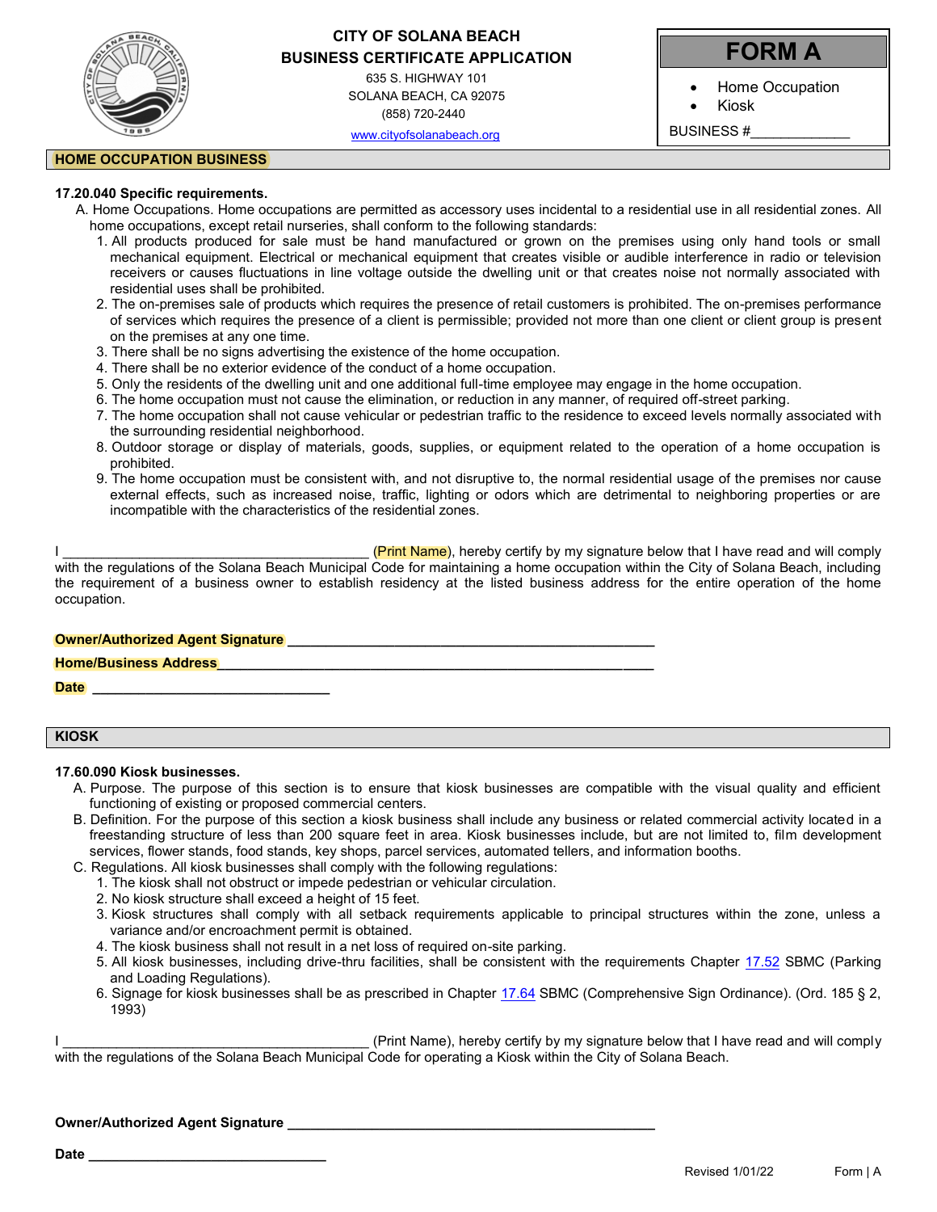**CITY OF SOLANA BEACH**
**BUSINESS CERTIFICATE APPLICATION**

635 S. HIGHWAY 101
SOLANA BEACH, CA 92075
(858) 720-2440
www.cityofsolanabeach.org

# FORM A

- Home Occupation
- Kiosk

BUSINESS #_____________

## HOME OCCUPATION BUSINESS

**17.20.040 Specific requirements.**

A. Home Occupations. Home occupations are permitted as accessory uses incidental to a residential use in all residential zones. All home occupations, except retail nurseries, shall conform to the following standards:

1. All products produced for sale must be hand manufactured or grown on the premises using only hand tools or small mechanical equipment. Electrical or mechanical equipment that creates visible or audible interference in radio or television receivers or causes fluctuations in line voltage outside the dwelling unit or that creates noise not normally associated with residential uses shall be prohibited.
2. The on-premises sale of products which requires the presence of retail customers is prohibited. The on-premises performance of services which requires the presence of a client is permissible; provided not more than one client or client group is present on the premises at any one time.
3. There shall be no signs advertising the existence of the home occupation.
4. There shall be no exterior evidence of the conduct of a home occupation.
5. Only the residents of the dwelling unit and one additional full-time employee may engage in the home occupation.
6. The home occupation must not cause the elimination, or reduction in any manner, of required off-street parking.
7. The home occupation shall not cause vehicular or pedestrian traffic to the residence to exceed levels normally associated with the surrounding residential neighborhood.
8. Outdoor storage or display of materials, goods, supplies, or equipment related to the operation of a home occupation is prohibited.
9. The home occupation must be consistent with, and not disruptive to, the normal residential usage of the premises nor cause external effects, such as increased noise, traffic, lighting or odors which are detrimental to neighboring properties or are incompatible with the characteristics of the residential zones.

I _________________________________________ (Print Name), hereby certify by my signature below that I have read and will comply with the regulations of the Solana Beach Municipal Code for maintaining a home occupation within the City of Solana Beach, including the requirement of a business owner to establish residency at the listed business address for the entire operation of the home occupation.

**Owner/Authorized Agent Signature** _________________________________________________

**Home/Business Address**_______________________________________________________

**Date** _______________________________

## KIOSK

**17.60.090 Kiosk businesses.**

A. Purpose. The purpose of this section is to ensure that kiosk businesses are compatible with the visual quality and efficient functioning of existing or proposed commercial centers.

B. Definition. For the purpose of this section a kiosk business shall include any business or related commercial activity located in a freestanding structure of less than 200 square feet in area. Kiosk businesses include, but are not limited to, film development services, flower stands, food stands, key shops, parcel services, automated tellers, and information booths.

C. Regulations. All kiosk businesses shall comply with the following regulations:

1. The kiosk shall not obstruct or impede pedestrian or vehicular circulation.
2. No kiosk structure shall exceed a height of 15 feet.
3. Kiosk structures shall comply with all setback requirements applicable to principal structures within the zone, unless a variance and/or encroachment permit is obtained.
4. The kiosk business shall not result in a net loss of required on-site parking.
5. All kiosk businesses, including drive-thru facilities, shall be consistent with the requirements Chapter 17.52 SBMC (Parking and Loading Regulations).
6. Signage for kiosk businesses shall be as prescribed in Chapter 17.64 SBMC (Comprehensive Sign Ordinance). (Ord. 185 § 2, 1993)

I _________________________________________ (Print Name), hereby certify by my signature below that I have read and will comply with the regulations of the Solana Beach Municipal Code for operating a Kiosk within the City of Solana Beach.

**Owner/Authorized Agent Signature** _________________________________________________

**Date** _______________________________

Revised 1/01/22